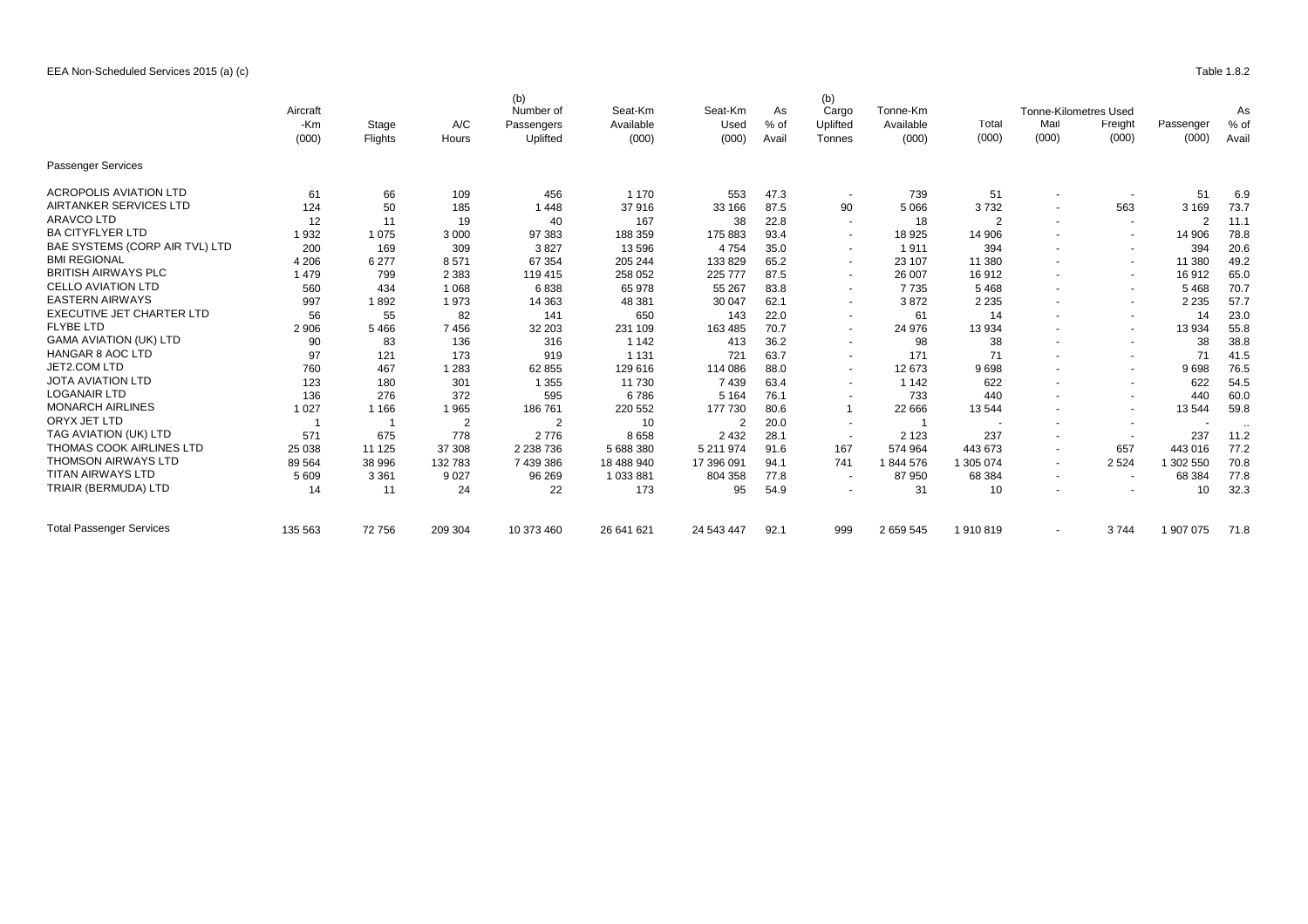EEA Non-Scheduled Services 2015 (a) (c)

Table 1.8.2

| | Aircraft -Km (000) | Stage Flights | A/C Hours | (b) Number of Passengers Uplifted | Seat-Km Available (000) | Seat-Km Used (000) | As % of Avail | (b) Cargo Uplifted Tonnes | Tonne-Km Available (000) | Total (000) | Tonne-Kilometres Used Mail (000) | Freight (000) | Passenger (000) | As % of Avail |
|---|---|---|---|---|---|---|---|---|---|---|---|---|---|---|
| Passenger Services | | | | | | | | | | | | | | |
| ACROPOLIS AVIATION LTD | 61 | 66 | 109 | 456 | 1 170 | 553 | 47.3 | - | 739 | 51 | - | - | 51 | 6.9 |
| AIRTANKER SERVICES LTD | 124 | 50 | 185 | 1 448 | 37 916 | 33 166 | 87.5 | 90 | 5 066 | 3 732 | - | 563 | 3 169 | 73.7 |
| ARAVCO LTD | 12 | 11 | 19 | 40 | 167 | 38 | 22.8 | - | 18 | 2 | - | - | 2 | 11.1 |
| BA CITYFLYER LTD | 1 932 | 1 075 | 3 000 | 97 383 | 188 359 | 175 883 | 93.4 | - | 18 925 | 14 906 | - | - | 14 906 | 78.8 |
| BAE SYSTEMS (CORP AIR TVL) LTD | 200 | 169 | 309 | 3 827 | 13 596 | 4 754 | 35.0 | - | 1 911 | 394 | - | - | 394 | 20.6 |
| BMI REGIONAL | 4 206 | 6 277 | 8 571 | 67 354 | 205 244 | 133 829 | 65.2 | - | 23 107 | 11 380 | - | - | 11 380 | 49.2 |
| BRITISH AIRWAYS PLC | 1 479 | 799 | 2 383 | 119 415 | 258 052 | 225 777 | 87.5 | - | 26 007 | 16 912 | - | - | 16 912 | 65.0 |
| CELLO AVIATION LTD | 560 | 434 | 1 068 | 6 838 | 65 978 | 55 267 | 83.8 | - | 7 735 | 5 468 | - | - | 5 468 | 70.7 |
| EASTERN AIRWAYS | 997 | 1 892 | 1 973 | 14 363 | 48 381 | 30 047 | 62.1 | - | 3 872 | 2 235 | - | - | 2 235 | 57.7 |
| EXECUTIVE JET CHARTER LTD | 56 | 55 | 82 | 141 | 650 | 143 | 22.0 | - | 61 | 14 | - | - | 14 | 23.0 |
| FLYBE LTD | 2 906 | 5 466 | 7 456 | 32 203 | 231 109 | 163 485 | 70.7 | - | 24 976 | 13 934 | - | - | 13 934 | 55.8 |
| GAMA AVIATION (UK) LTD | 90 | 83 | 136 | 316 | 1 142 | 413 | 36.2 | - | 98 | 38 | - | - | 38 | 38.8 |
| HANGAR 8 AOC LTD | 97 | 121 | 173 | 919 | 1 131 | 721 | 63.7 | - | 171 | 71 | - | - | 71 | 41.5 |
| JET2.COM LTD | 760 | 467 | 1 283 | 62 855 | 129 616 | 114 086 | 88.0 | - | 12 673 | 9 698 | - | - | 9 698 | 76.5 |
| JOTA AVIATION LTD | 123 | 180 | 301 | 1 355 | 11 730 | 7 439 | 63.4 | - | 1 142 | 622 | - | - | 622 | 54.5 |
| LOGANAIR LTD | 136 | 276 | 372 | 595 | 6 786 | 5 164 | 76.1 | - | 733 | 440 | - | - | 440 | 60.0 |
| MONARCH AIRLINES | 1 027 | 1 166 | 1 965 | 186 761 | 220 552 | 177 730 | 80.6 | 1 | 22 666 | 13 544 | - | - | 13 544 | 59.8 |
| ORYX JET LTD | 1 | 1 | 2 | 2 | 10 | 2 | 20.0 | - | 1 | - | - | - | - | .. |
| TAG AVIATION (UK) LTD | 571 | 675 | 778 | 2 776 | 8 658 | 2 432 | 28.1 | - | 2 123 | 237 | - | - | 237 | 11.2 |
| THOMAS COOK AIRLINES LTD | 25 038 | 11 125 | 37 308 | 2 238 736 | 5 688 380 | 5 211 974 | 91.6 | 167 | 574 964 | 443 673 | - | 657 | 443 016 | 77.2 |
| THOMSON AIRWAYS LTD | 89 564 | 38 996 | 132 783 | 7 439 386 | 18 488 940 | 17 396 091 | 94.1 | 741 | 1 844 576 | 1 305 074 | - | 2 524 | 1 302 550 | 70.8 |
| TITAN AIRWAYS LTD | 5 609 | 3 361 | 9 027 | 96 269 | 1 033 881 | 804 358 | 77.8 | - | 87 950 | 68 384 | - | - | 68 384 | 77.8 |
| TRIAIR (BERMUDA) LTD | 14 | 11 | 24 | 22 | 173 | 95 | 54.9 | - | 31 | 10 | - | - | 10 | 32.3 |
| Total Passenger Services | 135 563 | 72 756 | 209 304 | 10 373 460 | 26 641 621 | 24 543 447 | 92.1 | 999 | 2 659 545 | 1 910 819 | - | 3 744 | 1 907 075 | 71.8 |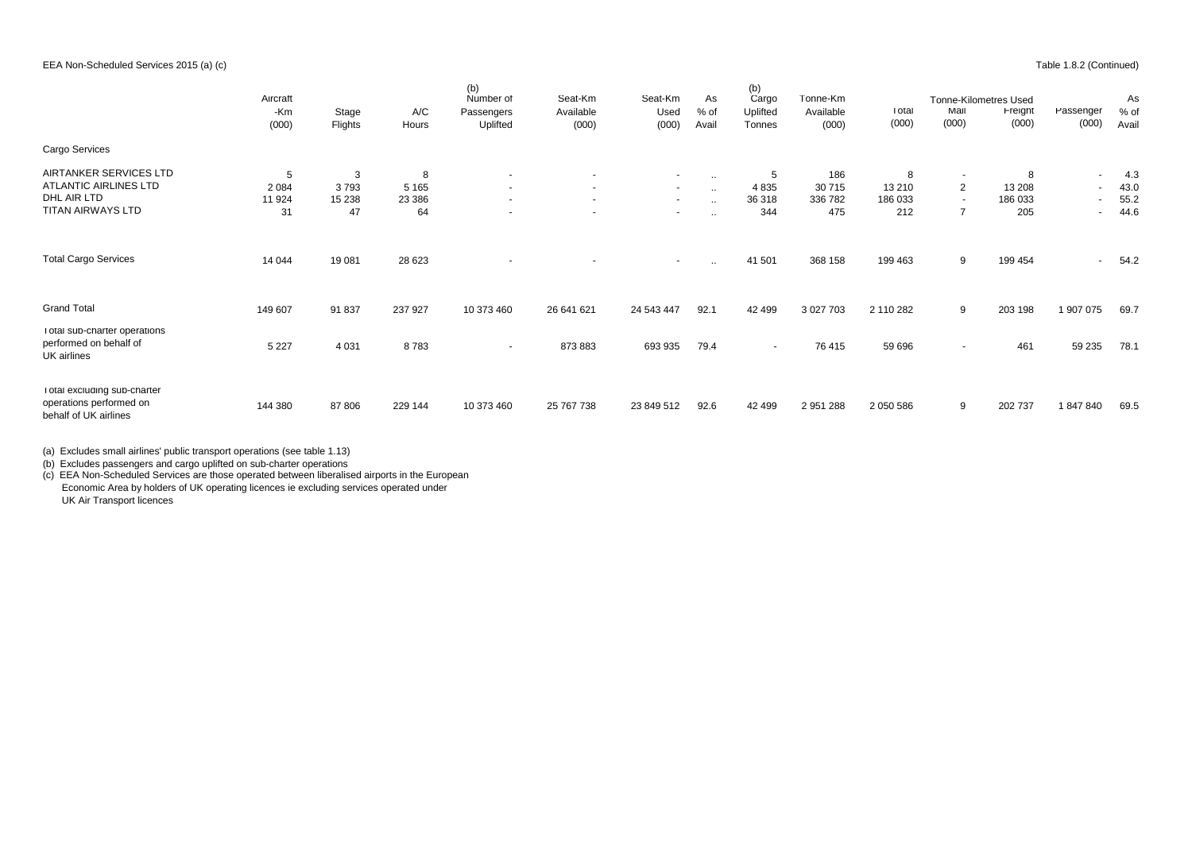EEA Non-Scheduled Services 2015 (a) (c)

Table 1.8.2 (Continued)

| | Aircraft -Km (000) | Stage Flights | A/C Hours | (b) Number of Passengers Uplifted | Seat-Km Available (000) | Seat-Km Used (000) | As % of Avail | (b) Cargo Uplifted Tonnes | Tonne-Km Available (000) | Tonne-Kilometres Used Total (000) | Mail (000) | Freight (000) | Passenger (000) | As % of Avail |
|---|---|---|---|---|---|---|---|---|---|---|---|---|---|---|
| Cargo Services | | | | | | | | | | | | | | |
| AIRTANKER SERVICES LTD | 5 | 3 | 8 | - | - | - | .. | 5 | 186 | 8 | - | 8 | - | 4.3 |
| ATLANTIC AIRLINES LTD | 2 084 | 3 793 | 5 165 | - | - | - | .. | 4 835 | 30 715 | 13 210 | 2 | 13 208 | - | 43.0 |
| DHL AIR LTD | 11 924 | 15 238 | 23 386 | - | - | - | .. | 36 318 | 336 782 | 186 033 | - | 186 033 | - | 55.2 |
| TITAN AIRWAYS LTD | 31 | 47 | 64 | - | - | - | .. | 344 | 475 | 212 | 7 | 205 | - | 44.6 |
| Total Cargo Services | 14 044 | 19 081 | 28 623 | - | - | - | .. | 41 501 | 368 158 | 199 463 | 9 | 199 454 | - | 54.2 |
| Grand Total | 149 607 | 91 837 | 237 927 | 10 373 460 | 26 641 621 | 24 543 447 | 92.1 | 42 499 | 3 027 703 | 2 110 282 | 9 | 203 198 | 1 907 075 | 69.7 |
| Total sub-charter operations performed on behalf of UK airlines | 5 227 | 4 031 | 8 783 | - | 873 883 | 693 935 | 79.4 | - | 76 415 | 59 696 | - | 461 | 59 235 | 78.1 |
| Total excluding sub-charter operations performed on behalf of UK airlines | 144 380 | 87 806 | 229 144 | 10 373 460 | 25 767 738 | 23 849 512 | 92.6 | 42 499 | 2 951 288 | 2 050 586 | 9 | 202 737 | 1 847 840 | 69.5 |

(a) Excludes small airlines' public transport operations (see table 1.13)
(b) Excludes passengers and cargo uplifted on sub-charter operations
(c) EEA Non-Scheduled Services are those operated between liberalised airports in the European Economic Area by holders of UK operating licences ie excluding services operated under UK Air Transport licences